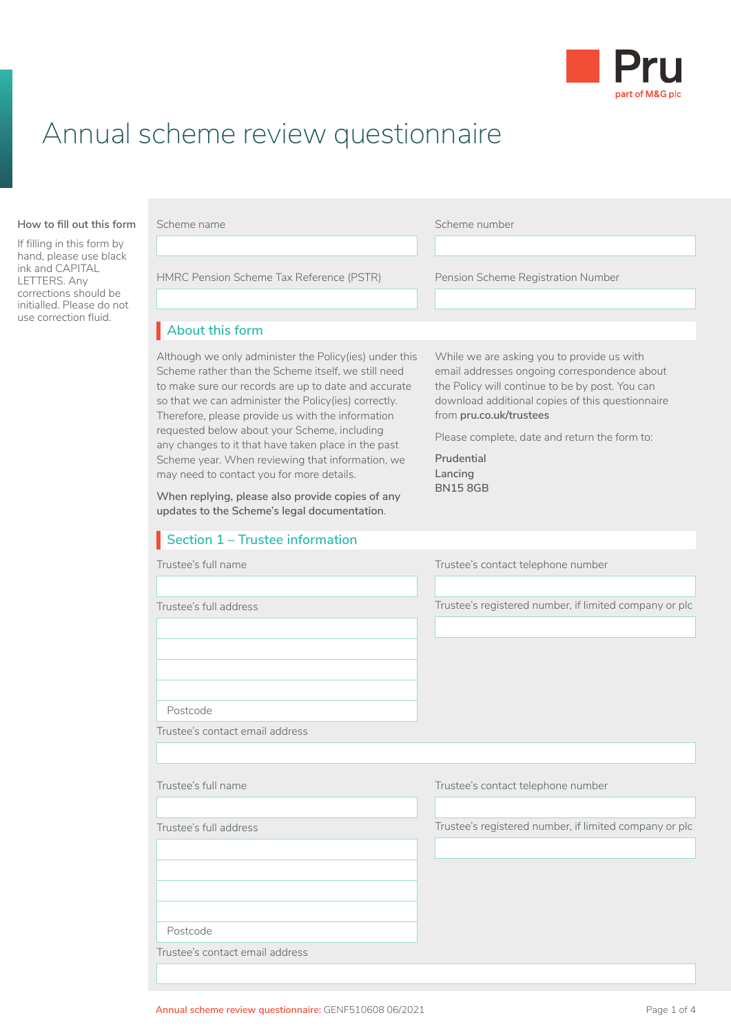Pru
part of M&G plc

# Annual scheme review questionnaire

**How to fill out this form**

If filling in this form by hand, please use black ink and CAPITAL LETTERS. Any corrections should be initialled. Please do not use correction fluid.

Scheme name

Scheme number

HMRC Pension Scheme Tax Reference (PSTR)

Pension Scheme Registration Number

## About this form

Although we only administer the Policy(ies) under this Scheme rather than the Scheme itself, we still need to make sure our records are up to date and accurate so that we can administer the Policy(ies) correctly. Therefore, please provide us with the information requested below about your Scheme, including any changes to it that have taken place in the past Scheme year. When reviewing that information, we may need to contact you for more details.

**When replying, please also provide copies of any updates to the Scheme's legal documentation.**

While we are asking you to provide us with email addresses ongoing correspondence about the Policy will continue to be by post. You can download additional copies of this questionnaire from **pru.co.uk/trustees**

Please complete, date and return the form to:

**Prudential**
**Lancing**
**BN15 8GB**

## Section 1 – Trustee information

Trustee's full name

Trustee's contact telephone number

Trustee's full address

Postcode

Trustee's registered number, if limited company or plc

Trustee's contact email address

Trustee's full name

Trustee's contact telephone number

Trustee's full address

Postcode

Trustee's registered number, if limited company or plc

Trustee's contact email address

Annual scheme review questionnaire: GENF510608 06/2021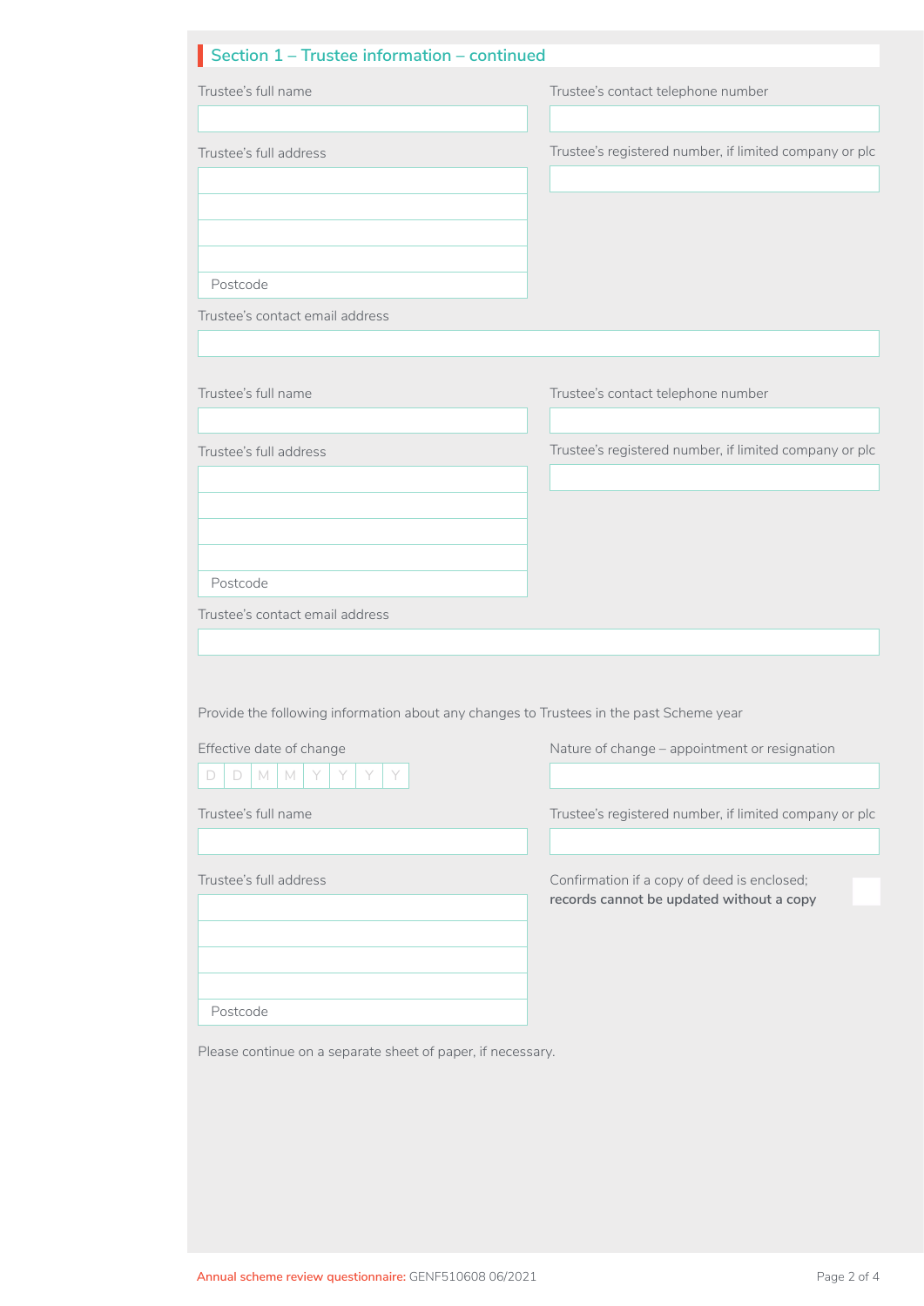## Section 1 – Trustee information – continued

Trustee's full name

Trustee's contact telephone number

Trustee's full address

Trustee's registered number, if limited company or plc

Postcode

Trustee's contact email address

Trustee's full name

Trustee's contact telephone number

Trustee's full address

Trustee's registered number, if limited company or plc

Postcode

Trustee's contact email address

Provide the following information about any changes to Trustees in the past Scheme year

Effective date of change

D D M M Y Y Y Y

Nature of change – appointment or resignation

Trustee's full name

Trustee's registered number, if limited company or plc

Trustee's full address

Postcode

Confirmation if a copy of deed is enclosed; **records cannot be updated without a copy**

Please continue on a separate sheet of paper, if necessary.

Annual scheme review questionnaire: GENF510608 06/2021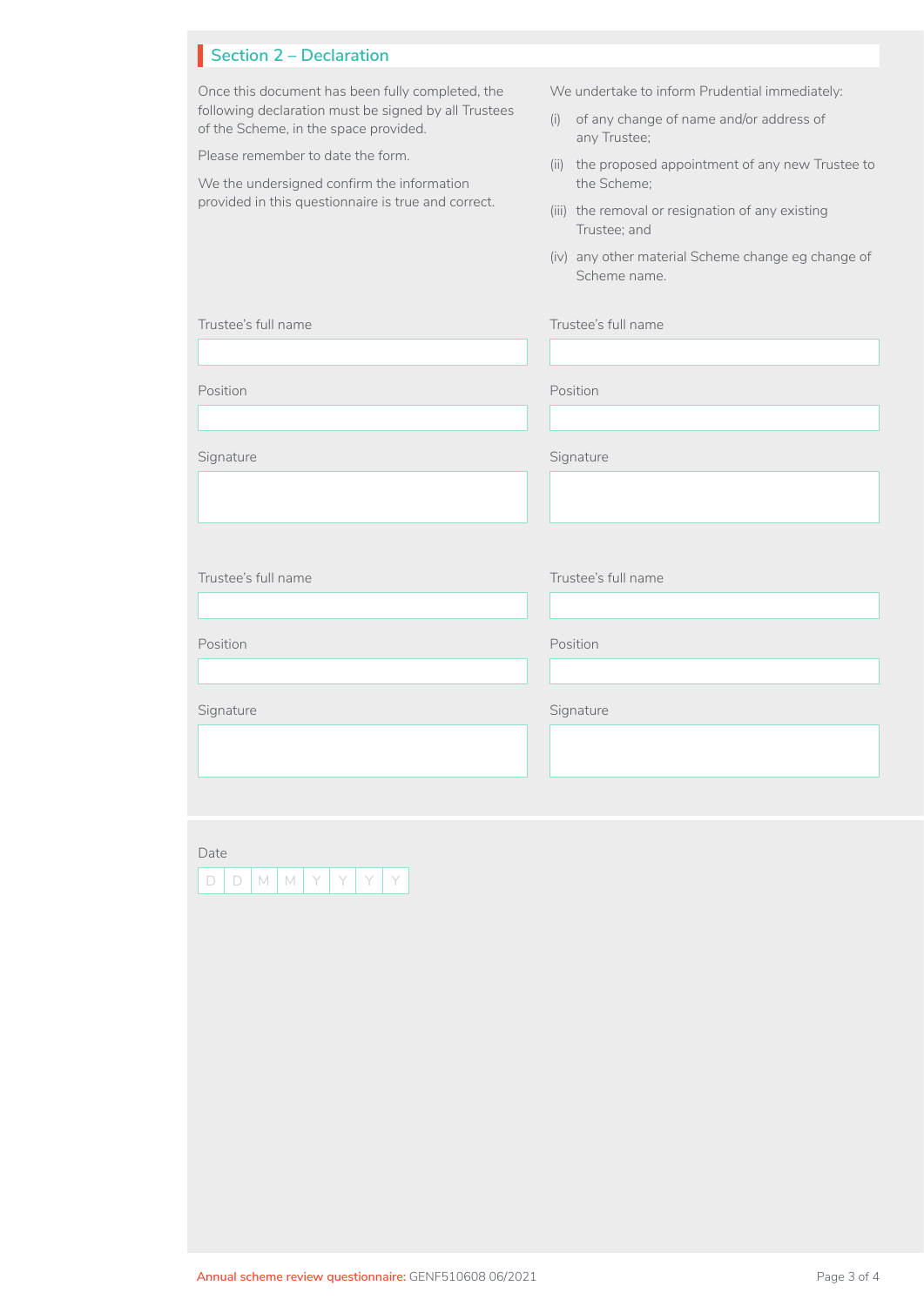## Section 2 – Declaration

Once this document has been fully completed, the following declaration must be signed by all Trustees of the Scheme, in the space provided.

Please remember to date the form.

We the undersigned confirm the information provided in this questionnaire is true and correct.

We undertake to inform Prudential immediately:

(i) of any change of name and/or address of any Trustee;

(ii) the proposed appointment of any new Trustee to the Scheme;

(iii) the removal or resignation of any existing Trustee; and

(iv) any other material Scheme change eg change of Scheme name.

Trustee's full name

Position

Signature

Trustee's full name

Position

Signature

Trustee's full name

Position

Signature

Trustee's full name

Position

Signature

Date

D D M M Y Y Y Y

Annual scheme review questionnaire: GENF510608 06/2021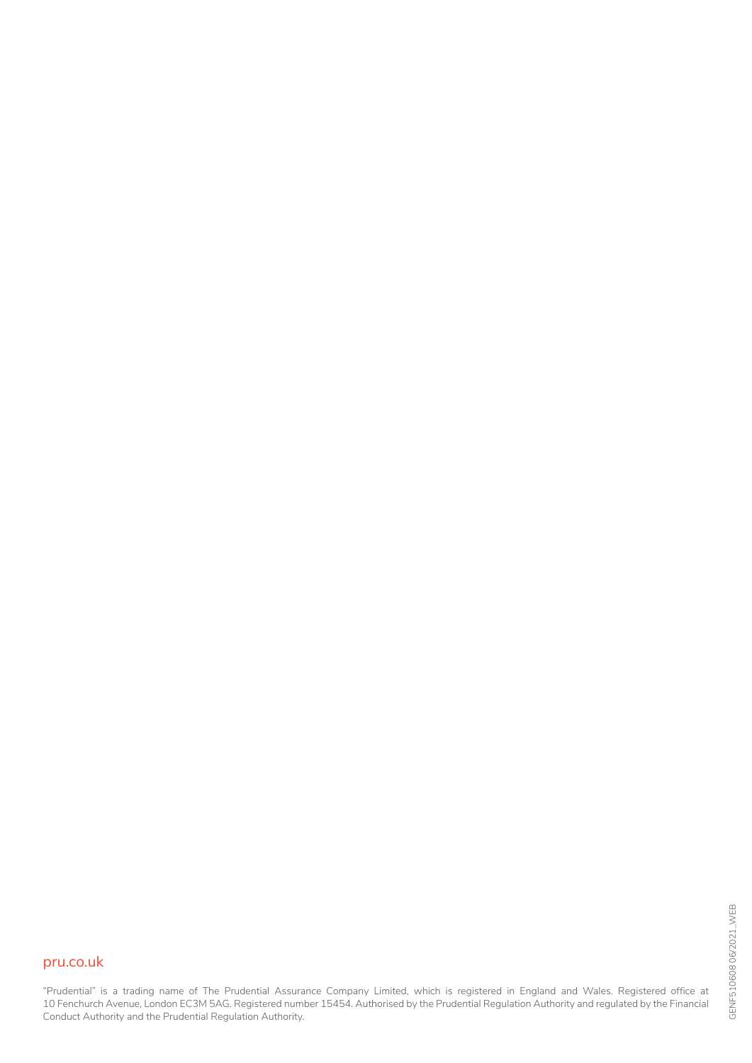pru.co.uk

"Prudential" is a trading name of The Prudential Assurance Company Limited, which is registered in England and Wales. Registered office at 10 Fenchurch Avenue, London EC3M 5AG. Registered number 15454. Authorised by the Prudential Regulation Authority and regulated by the Financial Conduct Authority and the Prudential Regulation Authority.

GENF510608 06/2021_WEB